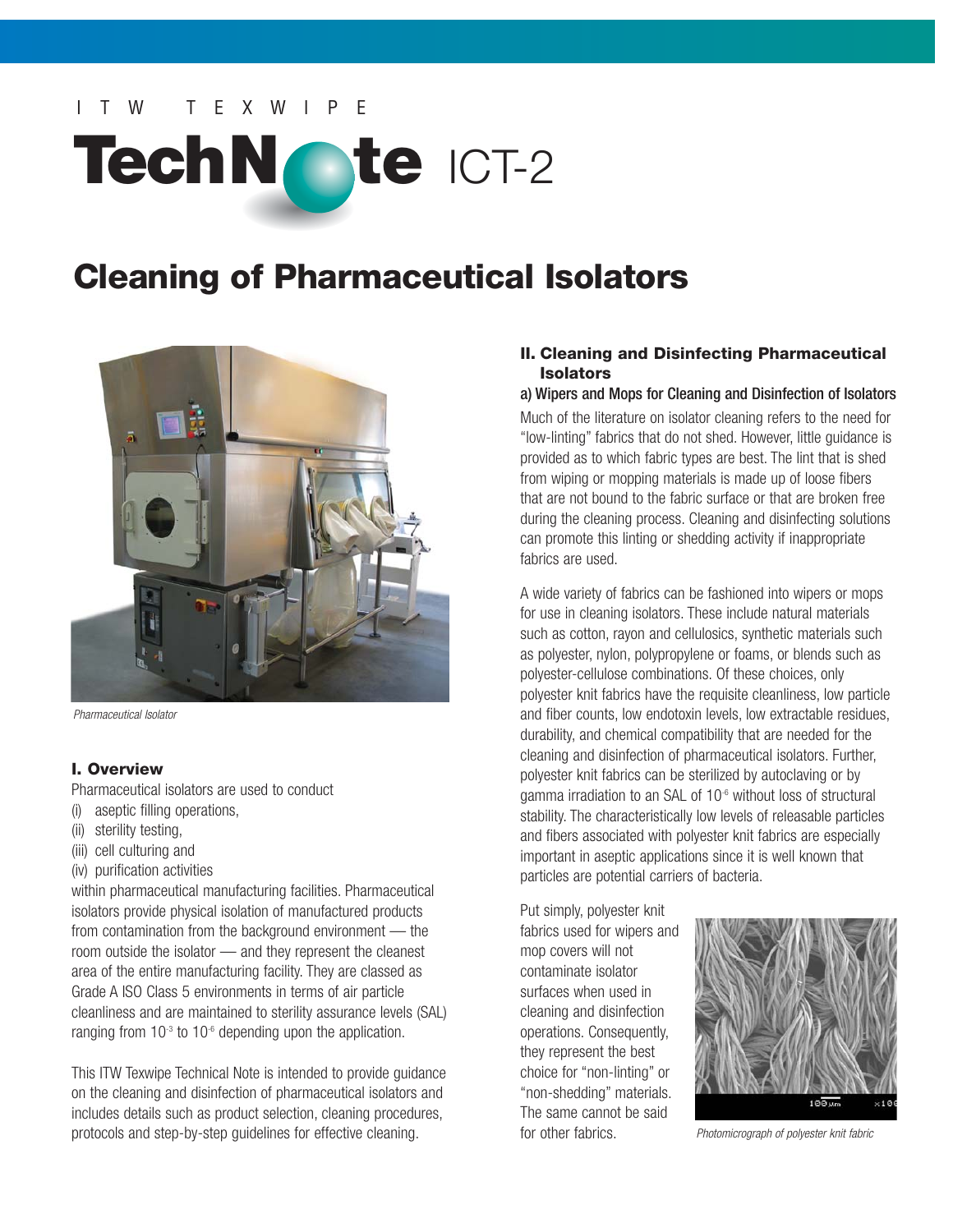ITW TEXWIPE

# TechNote ICT-2

# Cleaning of Pharmaceutical Isolators

*Pharmaceutical Isolator*

## I. Overview

Pharmaceutical isolators are used to conduct

(i) aseptic filling operations,
(ii) sterility testing,
(iii) cell culturing and
(iv) purification activities

within pharmaceutical manufacturing facilities. Pharmaceutical isolators provide physical isolation of manufactured products from contamination from the background environment — the room outside the isolator — and they represent the cleanest area of the entire manufacturing facility. They are classed as Grade A ISO Class 5 environments in terms of air particle cleanliness and are maintained to sterility assurance levels (SAL) ranging from $10^{-3}$ to $10^{-6}$ depending upon the application.

This ITW Texwipe Technical Note is intended to provide guidance on the cleaning and disinfection of pharmaceutical isolators and includes details such as product selection, cleaning procedures, protocols and step-by-step guidelines for effective cleaning.

## II. Cleaning and Disinfecting Pharmaceutical Isolators

### a) Wipers and Mops for Cleaning and Disinfection of Isolators

Much of the literature on isolator cleaning refers to the need for "low-linting" fabrics that do not shed. However, little guidance is provided as to which fabric types are best. The lint that is shed from wiping or mopping materials is made up of loose fibers that are not bound to the fabric surface or that are broken free during the cleaning process. Cleaning and disinfecting solutions can promote this linting or shedding activity if inappropriate fabrics are used.

A wide variety of fabrics can be fashioned into wipers or mops for use in cleaning isolators. These include natural materials such as cotton, rayon and cellulosics, synthetic materials such as polyester, nylon, polypropylene or foams, or blends such as polyester-cellulose combinations. Of these choices, only polyester knit fabrics have the requisite cleanliness, low particle and fiber counts, low endotoxin levels, low extractable residues, durability, and chemical compatibility that are needed for the cleaning and disinfection of pharmaceutical isolators. Further, polyester knit fabrics can be sterilized by autoclaving or by gamma irradiation to an SAL of $10^{-6}$ without loss of structural stability. The characteristically low levels of releasable particles and fibers associated with polyester knit fabrics are especially important in aseptic applications since it is well known that particles are potential carriers of bacteria.

Put simply, polyester knit fabrics used for wipers and mop covers will not contaminate isolator surfaces when used in cleaning and disinfection operations. Consequently, they represent the best choice for "non-linting" or "non-shedding" materials. The same cannot be said for other fabrics.

*Photomicrograph of polyester knit fabric*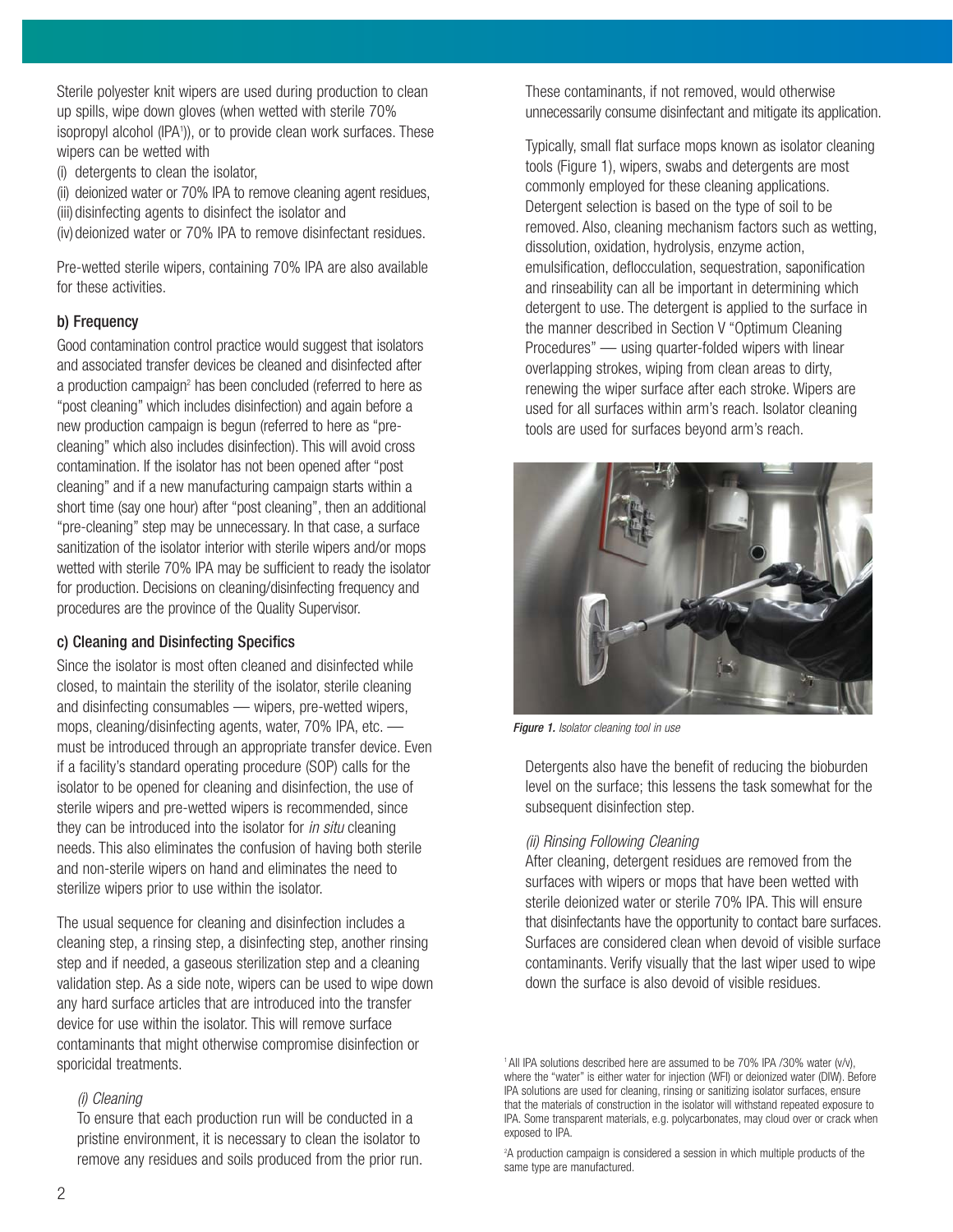Sterile polyester knit wipers are used during production to clean up spills, wipe down gloves (when wetted with sterile 70% isopropyl alcohol (IPA[1])), or to provide clean work surfaces. These wipers can be wetted with

(i) detergents to clean the isolator,
(ii) deionized water or 70% IPA to remove cleaning agent residues,
(iii) disinfecting agents to disinfect the isolator and
(iv) deionized water or 70% IPA to remove disinfectant residues.

Pre-wetted sterile wipers, containing 70% IPA are also available for these activities.

### b) Frequency

Good contamination control practice would suggest that isolators and associated transfer devices be cleaned and disinfected after a production campaign[2] has been concluded (referred to here as "post cleaning" which includes disinfection) and again before a new production campaign is begun (referred to here as "pre-cleaning" which also includes disinfection). This will avoid cross contamination. If the isolator has not been opened after "post cleaning" and if a new manufacturing campaign starts within a short time (say one hour) after "post cleaning", then an additional "pre-cleaning" step may be unnecessary. In that case, a surface sanitization of the isolator interior with sterile wipers and/or mops wetted with sterile 70% IPA may be sufficient to ready the isolator for production. Decisions on cleaning/disinfecting frequency and procedures are the province of the Quality Supervisor.

### c) Cleaning and Disinfecting Specifics

Since the isolator is most often cleaned and disinfected while closed, to maintain the sterility of the isolator, sterile cleaning and disinfecting consumables — wipers, pre-wetted wipers, mops, cleaning/disinfecting agents, water, 70% IPA, etc. — must be introduced through an appropriate transfer device. Even if a facility's standard operating procedure (SOP) calls for the isolator to be opened for cleaning and disinfection, the use of sterile wipers and pre-wetted wipers is recommended, since they can be introduced into the isolator for *in situ* cleaning needs. This also eliminates the confusion of having both sterile and non-sterile wipers on hand and eliminates the need to sterilize wipers prior to use within the isolator.

The usual sequence for cleaning and disinfection includes a cleaning step, a rinsing step, a disinfecting step, another rinsing step and if needed, a gaseous sterilization step and a cleaning validation step. As a side note, wipers can be used to wipe down any hard surface articles that are introduced into the transfer device for use within the isolator. This will remove surface contaminants that might otherwise compromise disinfection or sporicidal treatments.

#### *(i) Cleaning*

To ensure that each production run will be conducted in a pristine environment, it is necessary to clean the isolator to remove any residues and soils produced from the prior run. These contaminants, if not removed, would otherwise unnecessarily consume disinfectant and mitigate its application.

Typically, small flat surface mops known as isolator cleaning tools (Figure 1), wipers, swabs and detergents are most commonly employed for these cleaning applications. Detergent selection is based on the type of soil to be removed. Also, cleaning mechanism factors such as wetting, dissolution, oxidation, hydrolysis, enzyme action, emulsification, deflocculation, sequestration, saponification and rinseability can all be important in determining which detergent to use. The detergent is applied to the surface in the manner described in Section V "Optimum Cleaning Procedures" — using quarter-folded wipers with linear overlapping strokes, wiping from clean areas to dirty, renewing the wiper surface after each stroke. Wipers are used for all surfaces within arm's reach. Isolator cleaning tools are used for surfaces beyond arm's reach.

***Figure 1.*** *Isolator cleaning tool in use*

Detergents also have the benefit of reducing the bioburden level on the surface; this lessens the task somewhat for the subsequent disinfection step.

#### *(ii) Rinsing Following Cleaning*

After cleaning, detergent residues are removed from the surfaces with wipers or mops that have been wetted with sterile deionized water or sterile 70% IPA. This will ensure that disinfectants have the opportunity to contact bare surfaces. Surfaces are considered clean when devoid of visible surface contaminants. Verify visually that the last wiper used to wipe down the surface is also devoid of visible residues.

---

[1] All IPA solutions described here are assumed to be 70% IPA /30% water (v/v), where the "water" is either water for injection (WFI) or deionized water (DIW). Before IPA solutions are used for cleaning, rinsing or sanitizing isolator surfaces, ensure that the materials of construction in the isolator will withstand repeated exposure to IPA. Some transparent materials, e.g. polycarbonates, may cloud over or crack when exposed to IPA.

[2] A production campaign is considered a session in which multiple products of the same type are manufactured.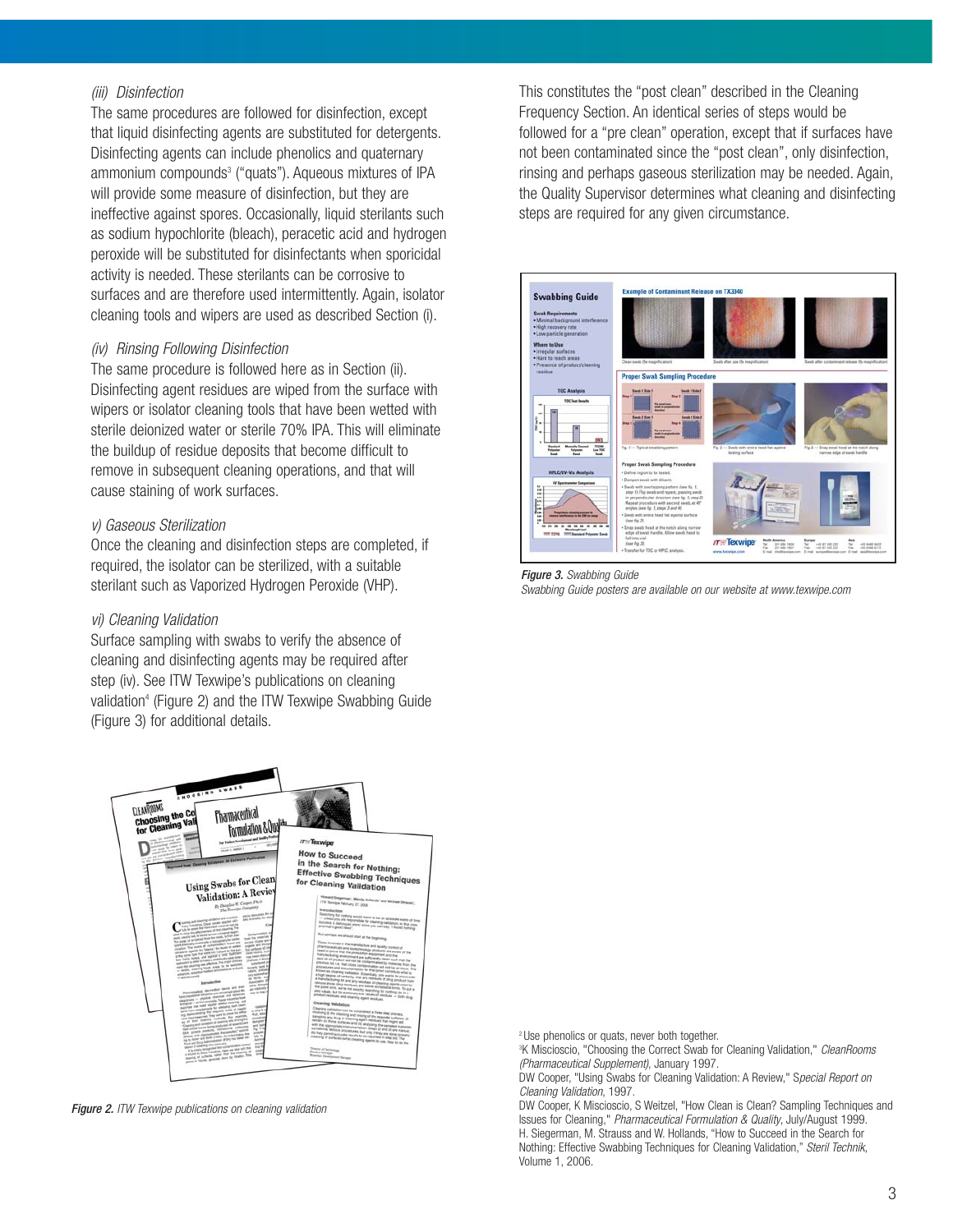### *(iii) Disinfection*

The same procedures are followed for disinfection, except that liquid disinfecting agents are substituted for detergents. Disinfecting agents can include phenolics and quaternary ammonium compounds[3] ("quats"). Aqueous mixtures of IPA will provide some measure of disinfection, but they are ineffective against spores. Occasionally, liquid sterilants such as sodium hypochlorite (bleach), peracetic acid and hydrogen peroxide will be substituted for disinfectants when sporicidal activity is needed. These sterilants can be corrosive to surfaces and are therefore used intermittently. Again, isolator cleaning tools and wipers are used as described Section (i).

### *(iv) Rinsing Following Disinfection*

The same procedure is followed here as in Section (ii). Disinfecting agent residues are wiped from the surface with wipers or isolator cleaning tools that have been wetted with sterile deionized water or sterile 70% IPA. This will eliminate the buildup of residue deposits that become difficult to remove in subsequent cleaning operations, and that will cause staining of work surfaces.

### *v) Gaseous Sterilization*

Once the cleaning and disinfection steps are completed, if required, the isolator can be sterilized, with a suitable sterilant such as Vaporized Hydrogen Peroxide (VHP).

### *vi) Cleaning Validation*

Surface sampling with swabs to verify the absence of cleaning and disinfecting agents may be required after step (iv). See ITW Texwipe's publications on cleaning validation[4] (Figure 2) and the ITW Texwipe Swabbing Guide (Figure 3) for additional details.

***Figure 2.*** *ITW Texwipe publications on cleaning validation*

This constitutes the "post clean" described in the Cleaning Frequency Section. An identical series of steps would be followed for a "pre clean" operation, except that if surfaces have not been contaminated since the "post clean", only disinfection, rinsing and perhaps gaseous sterilization may be needed. Again, the Quality Supervisor determines what cleaning and disinfecting steps are required for any given circumstance.

***Figure 3.*** *Swabbing Guide*
*Swabbing Guide posters are available on our website at www.texwipe.com*

---

[2] Use phenolics or quats, never both together.

[3] K Miscioscio, "Choosing the Correct Swab for Cleaning Validation," *CleanRooms (Pharmaceutical Supplement)*, January 1997.

DW Cooper, "Using Swabs for Cleaning Validation: A Review," *Special Report on Cleaning Validation*, 1997.

DW Cooper, K Miscioscio, S Weitzel, "How Clean is Clean? Sampling Techniques and Issues for Cleaning," *Pharmaceutical Formulation & Quality*, July/August 1999.

H. Siegerman, M. Strauss and W. Hollands, "How to Succeed in the Search for Nothing: Effective Swabbing Techniques for Cleaning Validation," *Steril Technik*, Volume 1, 2006.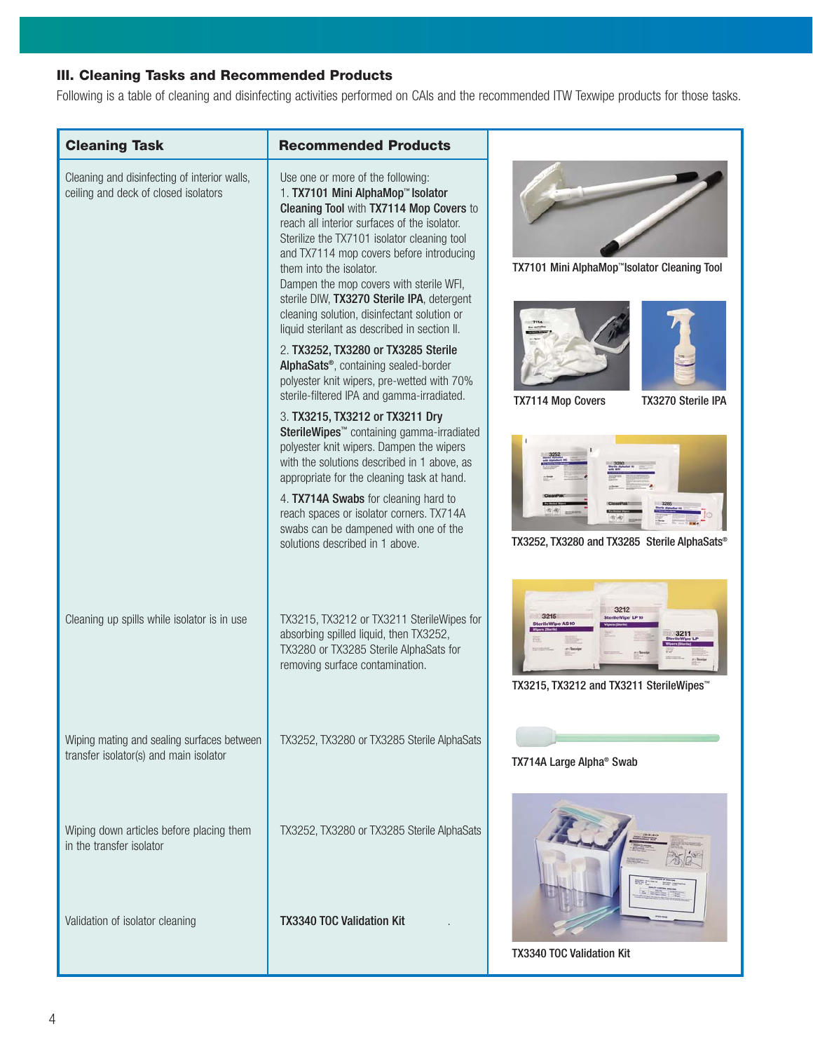### III. Cleaning Tasks and Recommended Products

Following is a table of cleaning and disinfecting activities performed on CAIs and the recommended ITW Texwipe products for those tasks.

| Cleaning Task | Recommended Products |
| --- | --- |
| Cleaning and disinfecting of interior walls, ceiling and deck of closed isolators | Use one or more of the following:<br>1. **TX7101 Mini AlphaMop™ Isolator Cleaning Tool** with **TX7114 Mop Covers** to reach all interior surfaces of the isolator. Sterilize the TX7101 isolator cleaning tool and TX7114 mop covers before introducing them into the isolator. Dampen the mop covers with sterile WFI, sterile DIW, **TX3270 Sterile IPA**, detergent cleaning solution, disinfectant solution or liquid sterilant as described in section II.<br>2. **TX3252, TX3280 or TX3285 Sterile AlphaSats®**, containing sealed-border polyester knit wipers, pre-wetted with 70% sterile-filtered IPA and gamma-irradiated.<br>3. **TX3215, TX3212 or TX3211 Dry SterileWipes™** containing gamma-irradiated polyester knit wipers. Dampen the wipers with the solutions described in 1 above, as appropriate for the cleaning task at hand.<br>4. **TX714A Swabs** for cleaning hard to reach spaces or isolator corners. TX714A swabs can be dampened with one of the solutions described in 1 above. |
| Cleaning up spills while isolator is in use | TX3215, TX3212 or TX3211 SterileWipes for absorbing spilled liquid, then TX3252, TX3280 or TX3285 Sterile AlphaSats for removing surface contamination. |
| Wiping mating and sealing surfaces between transfer isolator(s) and main isolator | TX3252, TX3280 or TX3285 Sterile AlphaSats |
| Wiping down articles before placing them in the transfer isolator | TX3252, TX3280 or TX3285 Sterile AlphaSats |
| Validation of isolator cleaning | **TX3340 TOC Validation Kit** |

TX7101 Mini AlphaMop™ Isolator Cleaning Tool

TX7114 Mop Covers

TX3270 Sterile IPA

TX3252, TX3280 and TX3285 Sterile AlphaSats®

TX3215, TX3212 and TX3211 SterileWipes™

TX714A Large Alpha® Swab

TX3340 TOC Validation Kit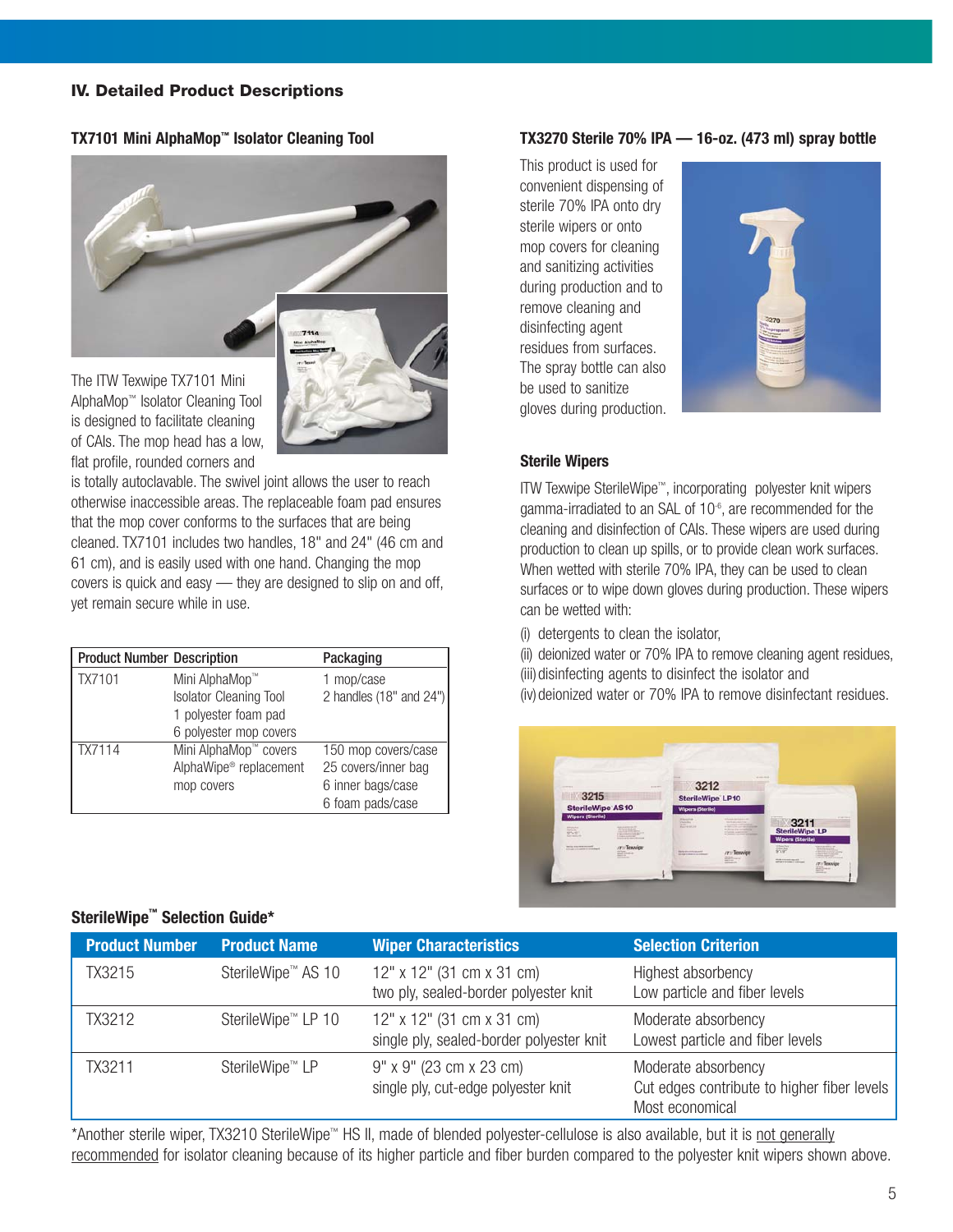## IV. Detailed Product Descriptions

### TX7101 Mini AlphaMop™ Isolator Cleaning Tool

The ITW Texwipe TX7101 Mini AlphaMop™ Isolator Cleaning Tool is designed to facilitate cleaning of CAIs. The mop head has a low, flat profile, rounded corners and is totally autoclavable. The swivel joint allows the user to reach otherwise inaccessible areas. The replaceable foam pad ensures that the mop cover conforms to the surfaces that are being cleaned. TX7101 includes two handles, 18" and 24" (46 cm and 61 cm), and is easily used with one hand. Changing the mop covers is quick and easy — they are designed to slip on and off, yet remain secure while in use.

| Product Number | Description | Packaging |
|---|---|---|
| TX7101 | Mini AlphaMop™ Isolator Cleaning Tool<br>1 polyester foam pad<br>6 polyester mop covers | 1 mop/case<br>2 handles (18" and 24") |
| TX7114 | Mini AlphaMop™ covers AlphaWipe® replacement mop covers | 150 mop covers/case<br>25 covers/inner bag<br>6 inner bags/case<br>6 foam pads/case |

### TX3270 Sterile 70% IPA — 16-oz. (473 ml) spray bottle

This product is used for convenient dispensing of sterile 70% IPA onto dry sterile wipers or onto mop covers for cleaning and sanitizing activities during production and to remove cleaning and disinfecting agent residues from surfaces. The spray bottle can also be used to sanitize gloves during production.

### Sterile Wipers

ITW Texwipe SterileWipe™, incorporating polyester knit wipers gamma-irradiated to an SAL of $10^{-6}$, are recommended for the cleaning and disinfection of CAIs. These wipers are used during production to clean up spills, or to provide clean work surfaces. When wetted with sterile 70% IPA, they can be used to clean surfaces or to wipe down gloves during production. These wipers can be wetted with:

(i) detergents to clean the isolator,
(ii) deionized water or 70% IPA to remove cleaning agent residues,
(iii) disinfecting agents to disinfect the isolator and
(iv) deionized water or 70% IPA to remove disinfectant residues.

### SterileWipe™ Selection Guide*

| Product Number | Product Name | Wiper Characteristics | Selection Criterion |
|---|---|---|---|
| TX3215 | SterileWipe™ AS 10 | 12" x 12" (31 cm x 31 cm)<br>two ply, sealed-border polyester knit | Highest absorbency<br>Low particle and fiber levels |
| TX3212 | SterileWipe™ LP 10 | 12" x 12" (31 cm x 31 cm)<br>single ply, sealed-border polyester knit | Moderate absorbency<br>Lowest particle and fiber levels |
| TX3211 | SterileWipe™ LP | 9" x 9" (23 cm x 23 cm)<br>single ply, cut-edge polyester knit | Moderate absorbency<br>Cut edges contribute to higher fiber levels<br>Most economical |

*Another sterile wiper, TX3210 SterileWipe™ HS II, made of blended polyester-cellulose is also available, but it is not generally recommended for isolator cleaning because of its higher particle and fiber burden compared to the polyester knit wipers shown above.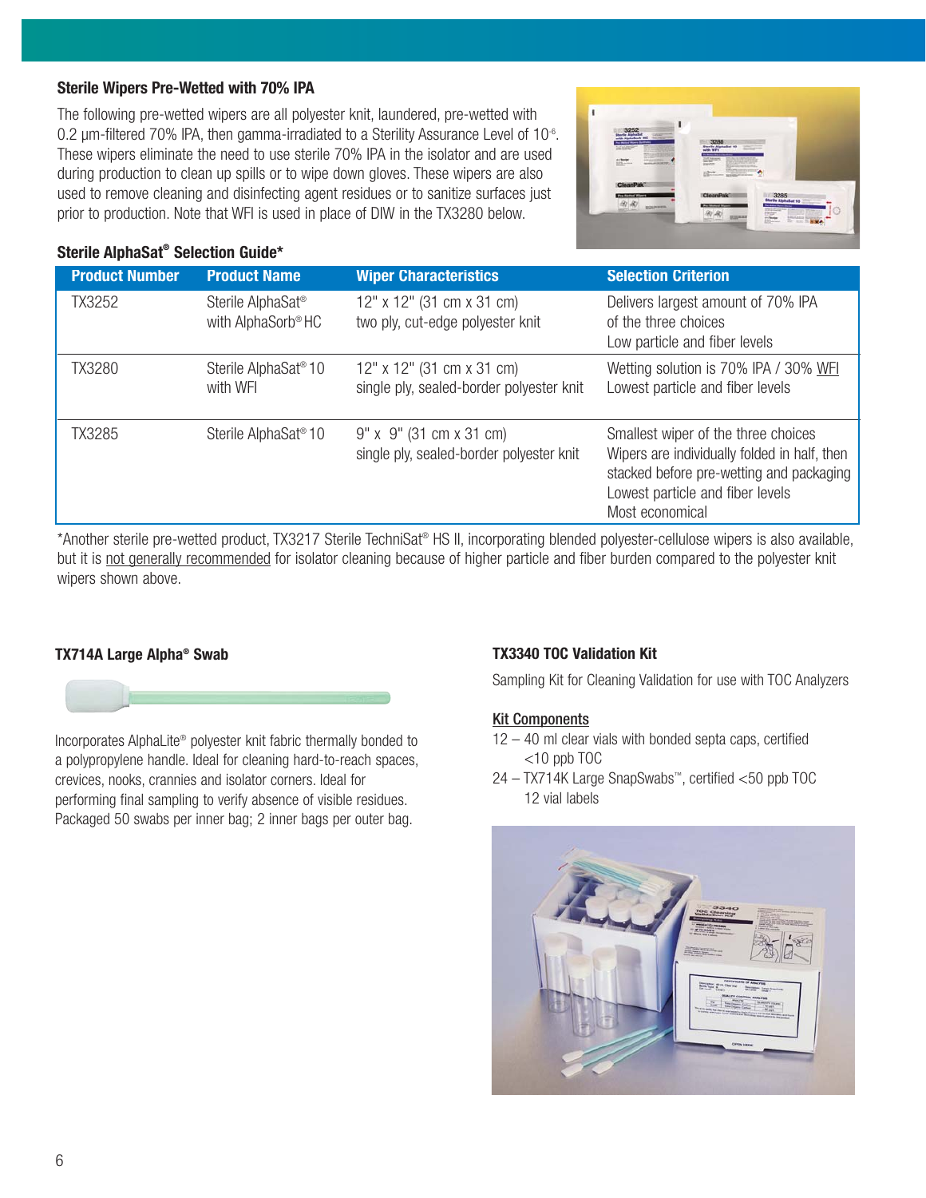### Sterile Wipers Pre-Wetted with 70% IPA

The following pre-wetted wipers are all polyester knit, laundered, pre-wetted with 0.2 µm-filtered 70% IPA, then gamma-irradiated to a Sterility Assurance Level of $10^{-6}$. These wipers eliminate the need to use sterile 70% IPA in the isolator and are used during production to clean up spills or to wipe down gloves. These wipers are also used to remove cleaning and disinfecting agent residues or to sanitize surfaces just prior to production. Note that WFI is used in place of DIW in the TX3280 below.

### Sterile AlphaSat® Selection Guide*

| Product Number | Product Name | Wiper Characteristics | Selection Criterion |
|---|---|---|---|
| TX3252 | Sterile AlphaSat® with AlphaSorb® HC | 12" x 12" (31 cm x 31 cm) two ply, cut-edge polyester knit | Delivers largest amount of 70% IPA of the three choices<br>Low particle and fiber levels |
| TX3280 | Sterile AlphaSat® 10 with WFI | 12" x 12" (31 cm x 31 cm) single ply, sealed-border polyester knit | Wetting solution is 70% IPA / 30% WFI<br>Lowest particle and fiber levels |
| TX3285 | Sterile AlphaSat® 10 | 9" x 9" (31 cm x 31 cm) single ply, sealed-border polyester knit | Smallest wiper of the three choices<br>Wipers are individually folded in half, then stacked before pre-wetting and packaging<br>Lowest particle and fiber levels<br>Most economical |

*Another sterile pre-wetted product, TX3217 Sterile TechniSat® HS II, incorporating blended polyester-cellulose wipers is also available, but it is not generally recommended for isolator cleaning because of higher particle and fiber burden compared to the polyester knit wipers shown above.

### TX714A Large Alpha® Swab

Incorporates AlphaLite® polyester knit fabric thermally bonded to a polypropylene handle. Ideal for cleaning hard-to-reach spaces, crevices, nooks, crannies and isolator corners. Ideal for performing final sampling to verify absence of visible residues. Packaged 50 swabs per inner bag; 2 inner bags per outer bag.

### TX3340 TOC Validation Kit

Sampling Kit for Cleaning Validation for use with TOC Analyzers

**Kit Components**

- 12 – 40 ml clear vials with bonded septa caps, certified <10 ppb TOC
- 24 – TX714K Large SnapSwabs™, certified <50 ppb TOC
- 12 vial labels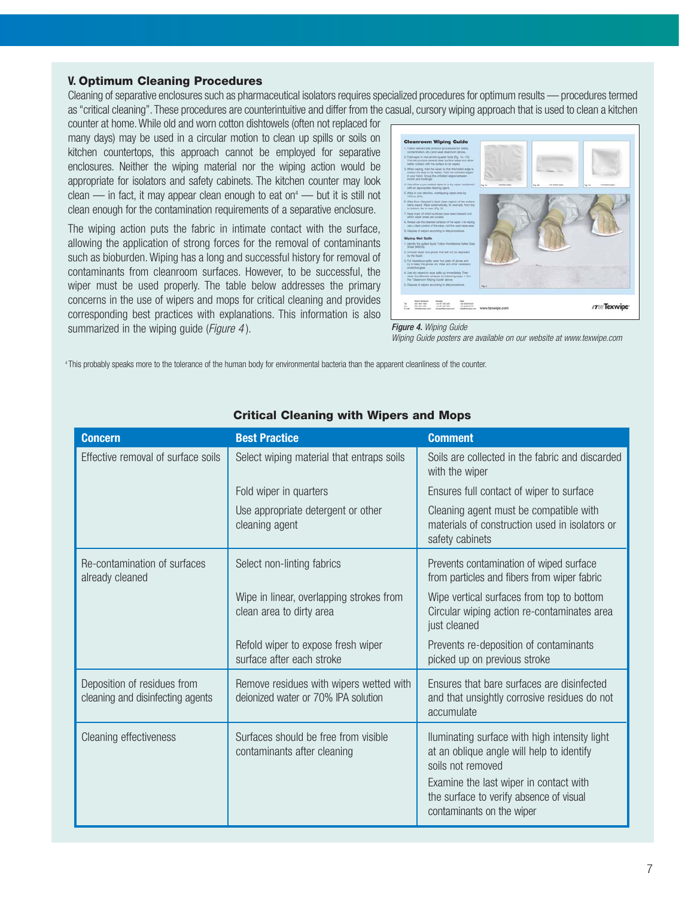### V. Optimum Cleaning Procedures

Cleaning of separative enclosures such as pharmaceutical isolators requires specialized procedures for optimum results — procedures termed as "critical cleaning". These procedures are counterintuitive and differ from the casual, cursory wiping approach that is used to clean a kitchen counter at home. While old and worn cotton dishtowels (often not replaced for many days) may be used in a circular motion to clean up spills or soils on kitchen countertops, this approach cannot be employed for separative enclosures. Neither the wiping material nor the wiping action would be appropriate for isolators and safety cabinets. The kitchen counter may look clean — in fact, it may appear clean enough to eat on[4] — but it is still not clean enough for the contamination requirements of a separative enclosure.

The wiping action puts the fabric in intimate contact with the surface, allowing the application of strong forces for the removal of contaminants such as bioburden. Wiping has a long and successful history for removal of contaminants from cleanroom surfaces. However, to be successful, the wiper must be used properly. The table below addresses the primary concerns in the use of wipers and mops for critical cleaning and provides corresponding best practices with explanations. This information is also summarized in the wiping guide (*Figure 4*).

***Figure 4.*** *Wiping Guide*
*Wiping Guide posters are available on our website at www.texwipe.com*

[4] This probably speaks more to the tolerance of the human body for environmental bacteria than the apparent cleanliness of the counter.

#### Critical Cleaning with Wipers and Mops

| Concern | Best Practice | Comment |
|---|---|---|
| Effective removal of surface soils | Select wiping material that entraps soils | Soils are collected in the fabric and discarded with the wiper |
| | Fold wiper in quarters | Ensures full contact of wiper to surface |
| | Use appropriate detergent or other cleaning agent | Cleaning agent must be compatible with materials of construction used in isolators or safety cabinets |
| Re-contamination of surfaces already cleaned | Select non-linting fabrics | Prevents contamination of wiped surface from particles and fibers from wiper fabric |
| | Wipe in linear, overlapping strokes from clean area to dirty area | Wipe vertical surfaces from top to bottom<br>Circular wiping action re-contaminates area just cleaned |
| | Refold wiper to expose fresh wiper surface after each stroke | Prevents re-deposition of contaminants picked up on previous stroke |
| Deposition of residues from cleaning and disinfecting agents | Remove residues with wipers wetted with deionized water or 70% IPA solution | Ensures that bare surfaces are disinfected and that unsightly corrosive residues do not accumulate |
| Cleaning effectiveness | Surfaces should be free from visible contaminants after cleaning | Iluminating surface with high intensity light at an oblique angle will help to identify soils not removed<br>Examine the last wiper in contact with the surface to verify absence of visual contaminants on the wiper |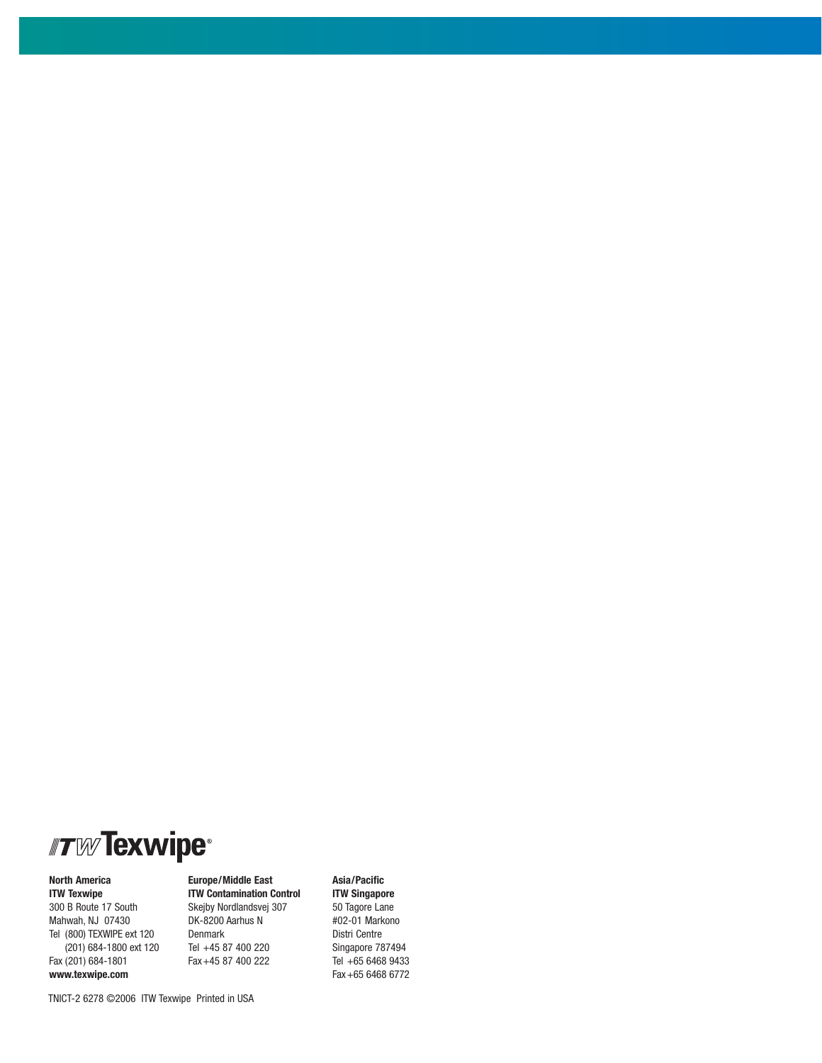ITW Texwipe®

**North America**
**ITW Texwipe**
300 B Route 17 South
Mahwah, NJ 07430
Tel (800) TEXWIPE ext 120
(201) 684-1800 ext 120
Fax (201) 684-1801
**www.texwipe.com**

**Europe/Middle East**
**ITW Contamination Control**
Skejby Nordlandsvej 307
DK-8200 Aarhus N
Denmark
Tel +45 87 400 220
Fax +45 87 400 222

**Asia/Pacific**
**ITW Singapore**
50 Tagore Lane
#02-01 Markono
Distri Centre
Singapore 787494
Tel +65 6468 9433
Fax +65 6468 6772

TNICT-2 6278 ©2006 ITW Texwipe Printed in USA